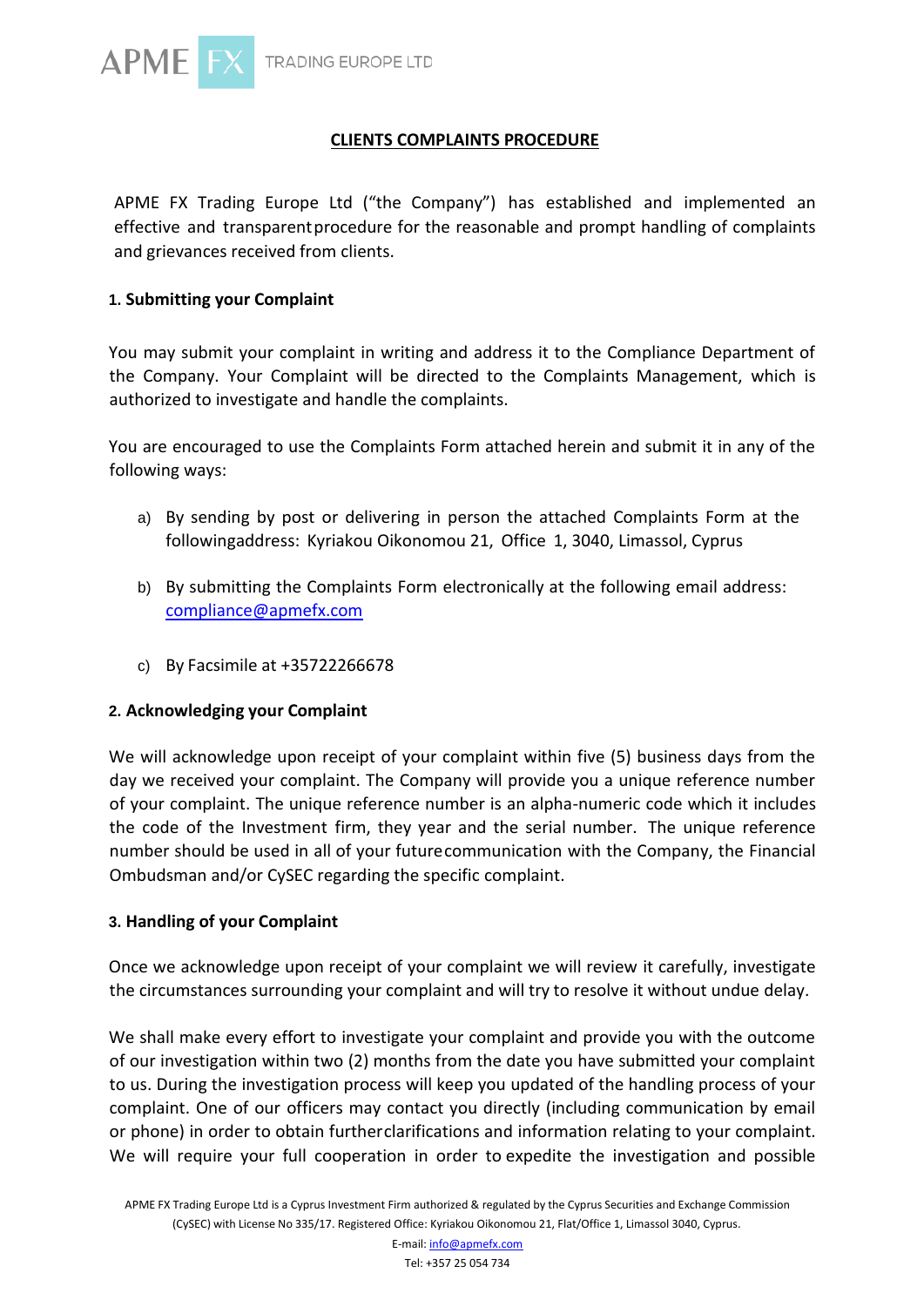## CLIENTS COMPLAINTS PROCEDURE

APME FX Trading Europe Ltd ("the Company") has established and implemented an effective and transparent procedure for the reasonable and prompt handling of complaints and grievances received from clients.

### 1. Submitting your Complaint

You may submit your complaint in writing and address it to the Compliance Department of the Company. Your Complaint will be directed to the Complaints Management, which is authorized to investigate and handle the complaints.

You are encouraged to use the Complaints Form attached herein and submit it in any of the following ways:

a) By sending by post or delivering in person the attached Complaints Form at the following address: Kyriakou Oikonomou 21, Office 1, 3040, Limassol, Cyprus

b) By submitting the Complaints Form electronically at the following email address: compliance@apmefx.com

c) By Facsimile at +35722266678

### 2. Acknowledging your Complaint

We will acknowledge upon receipt of your complaint within five (5) business days from the day we received your complaint. The Company will provide you a unique reference number of your complaint. The unique reference number is an alpha-numeric code which it includes the code of the Investment firm, they year and the serial number. The unique reference number should be used in all of your future communication with the Company, the Financial Ombudsman and/or CySEC regarding the specific complaint.

### 3. Handling of your Complaint

Once we acknowledge upon receipt of your complaint we will review it carefully, investigate the circumstances surrounding your complaint and will try to resolve it without undue delay.

We shall make every effort to investigate your complaint and provide you with the outcome of our investigation within two (2) months from the date you have submitted your complaint to us. During the investigation process will keep you updated of the handling process of your complaint. One of our officers may contact you directly (including communication by email or phone) in order to obtain further clarifications and information relating to your complaint. We will require your full cooperation in order to expedite the investigation and possible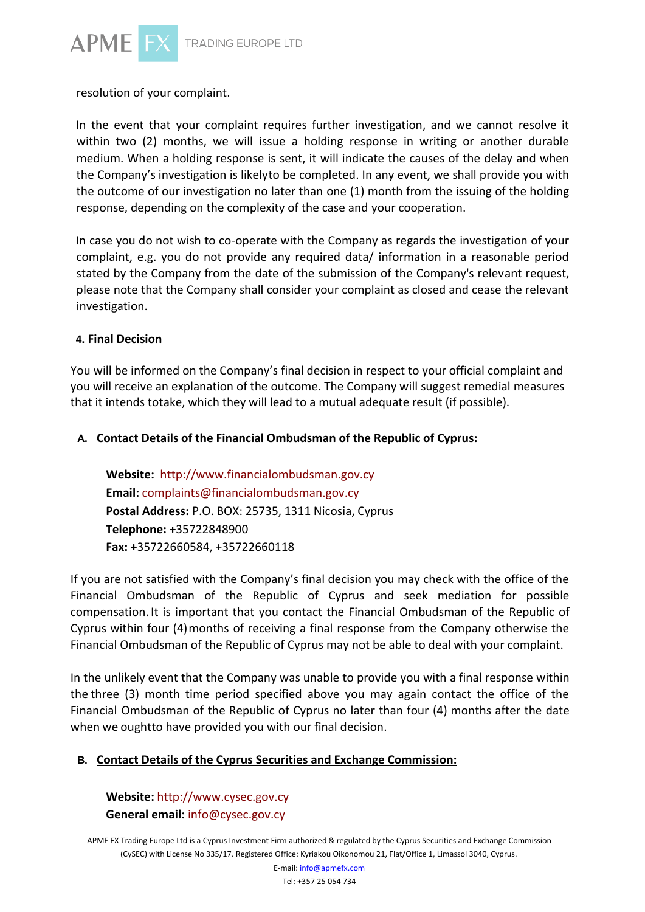resolution of your complaint.

In the event that your complaint requires further investigation, and we cannot resolve it within two (2) months, we will issue a holding response in writing or another durable medium. When a holding response is sent, it will indicate the causes of the delay and when the Company's investigation is likelyto be completed. In any event, we shall provide you with the outcome of our investigation no later than one (1) month from the issuing of the holding response, depending on the complexity of the case and your cooperation.

In case you do not wish to co-operate with the Company as regards the investigation of your complaint, e.g. you do not provide any required data/ information in a reasonable period stated by the Company from the date of the submission of the Company's relevant request, please note that the Company shall consider your complaint as closed and cease the relevant investigation.

#### 4. Final Decision

You will be informed on the Company's final decision in respect to your official complaint and you will receive an explanation of the outcome. The Company will suggest remedial measures that it intends totake, which they will lead to a mutual adequate result (if possible).

#### A. Contact Details of the Financial Ombudsman of the Republic of Cyprus:

**Website:** http://www.financialombudsman.gov.cy
**Email:** complaints@financialombudsman.gov.cy
**Postal Address:** P.O. BOX: 25735, 1311 Nicosia, Cyprus
**Telephone:** +35722848900
**Fax:** +35722660584, +35722660118

If you are not satisfied with the Company's final decision you may check with the office of the Financial Ombudsman of the Republic of Cyprus and seek mediation for possible compensation. It is important that you contact the Financial Ombudsman of the Republic of Cyprus within four (4) months of receiving a final response from the Company otherwise the Financial Ombudsman of the Republic of Cyprus may not be able to deal with your complaint.

In the unlikely event that the Company was unable to provide you with a final response within the three (3) month time period specified above you may again contact the office of the Financial Ombudsman of the Republic of Cyprus no later than four (4) months after the date when we oughtto have provided you with our final decision.

#### B. Contact Details of the Cyprus Securities and Exchange Commission:

**Website:** http://www.cysec.gov.cy
**General email:** info@cysec.gov.cy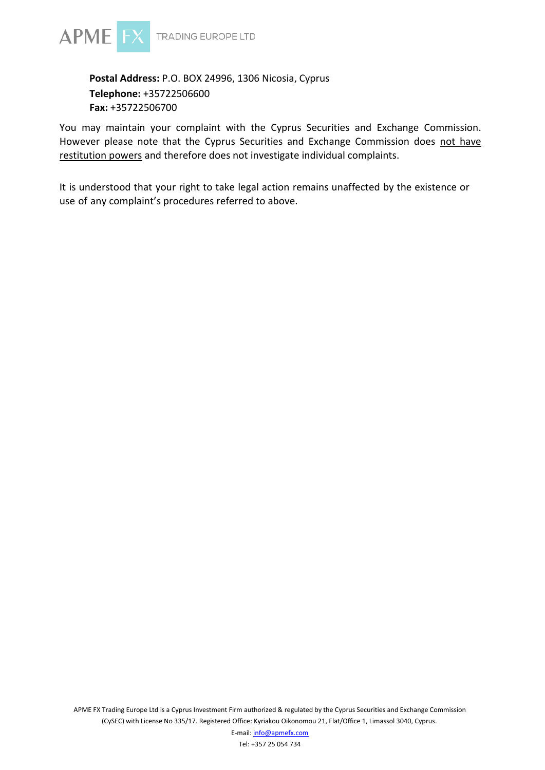**Postal Address:** P.O. BOX 24996, 1306 Nicosia, Cyprus
**Telephone:** +35722506600
**Fax:** +35722506700

You may maintain your complaint with the Cyprus Securities and Exchange Commission. However please note that the Cyprus Securities and Exchange Commission does not have restitution powers and therefore does not investigate individual complaints.

It is understood that your right to take legal action remains unaffected by the existence or use of any complaint's procedures referred to above.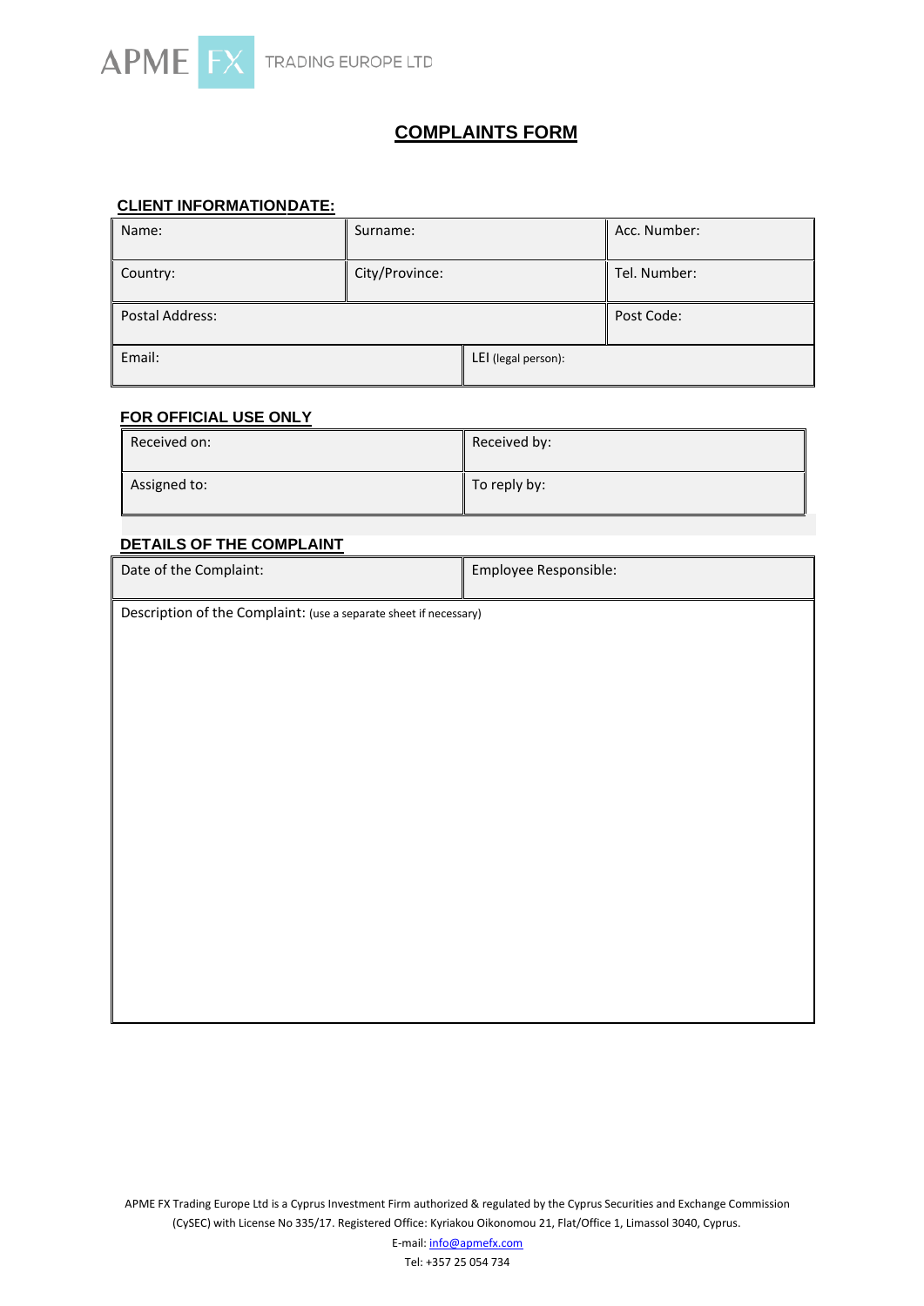APME FX TRADING EUROPE LTD

# COMPLAINTS FORM

**CLIENT INFORMATIONDATE:**

| | | |
|---|---|---|
| Name: | Surname: | Acc. Number: |
| Country: | City/Province: | Tel. Number: |
| Postal Address: | | Post Code: |
| Email: | LEI (legal person): | |

**FOR OFFICIAL USE ONLY**

| | |
|---|---|
| Received on: | Received by: |
| Assigned to: | To reply by: |

**DETAILS OF THE COMPLAINT**

| | |
|---|---|
| Date of the Complaint: | Employee Responsible: |
| Description of the Complaint: (use a separate sheet if necessary) | |

APME FX Trading Europe Ltd is a Cyprus Investment Firm authorized & regulated by the Cyprus Securities and Exchange Commission (CySEC) with License No 335/17. Registered Office: Kyriakou Oikonomou 21, Flat/Office 1, Limassol 3040, Cyprus.

E-mail: info@apmefx.com

Tel: +357 25 054 734